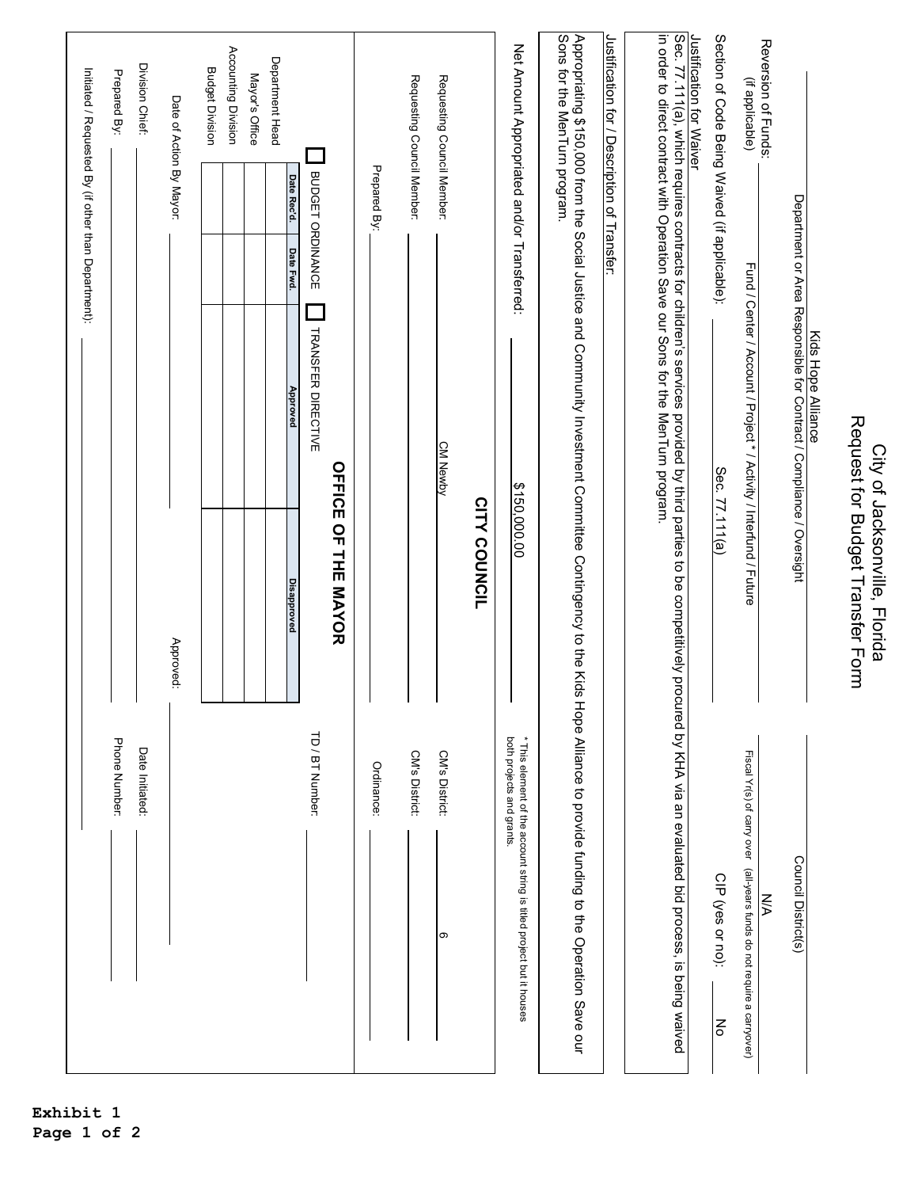# City of Jacksonville, Florida
## Request for Budget Transfer Form

Kids Hope Alliance

Department or Area Responsible for Contract / Compliance / Oversight

Council District(s)

Reversion of Funds: (if applicable)

Fund / Center / Account / Project * / Activity / Interfund / Future

N/A

Fiscal Yr(s) of carry over (all-years funds do not require a carryover)

Section of Code Being Waived (if applicable): Sec. 77.111(a)

CIP (yes or no): No

Justification for Waiver

Sec. 77.111(a), which requires contracts for children's services provided by third parties to be competitively procured by KHA via an evaluated bid process, is being waived in order to direct contract with Operation Save our Sons for the MenTurn program.

Justification for / Description of Transfer:

Appropriating $150,000 from the Social Justice and Community Investment Committee Contingency to the Kids Hope Alliance to provide funding to the Operation Save our Sons for the MenTurn program.

Net Amount Appropriated and/or Transferred: $150,000.00

* This element of the account string is titled project but it houses both projects and grants.

## CITY COUNCIL

Requesting Council Member: CM Newby

CM's District: 6

Requesting Council Member:

CM's District:

Prepared By:

Ordinance:

## OFFICE OF THE MAYOR

☐ BUDGET ORDINANCE ☐ TRANSFER DIRECTIVE

TD / BT Number:

| | Date Rec'd. | Date Fwd. | Approved | Disapproved |
|---|---|---|---|---|
| Department Head | | | | |
| Mayor's Office | | | | |
| Accounting Division | | | | |
| Budget Division | | | | |

Date of Action By Mayor:

Approved:

Division Chief:

Date Initiated:

Prepared By:

Phone Number:

Initiated / Requested By (if other than Department):

**Exhibit 1**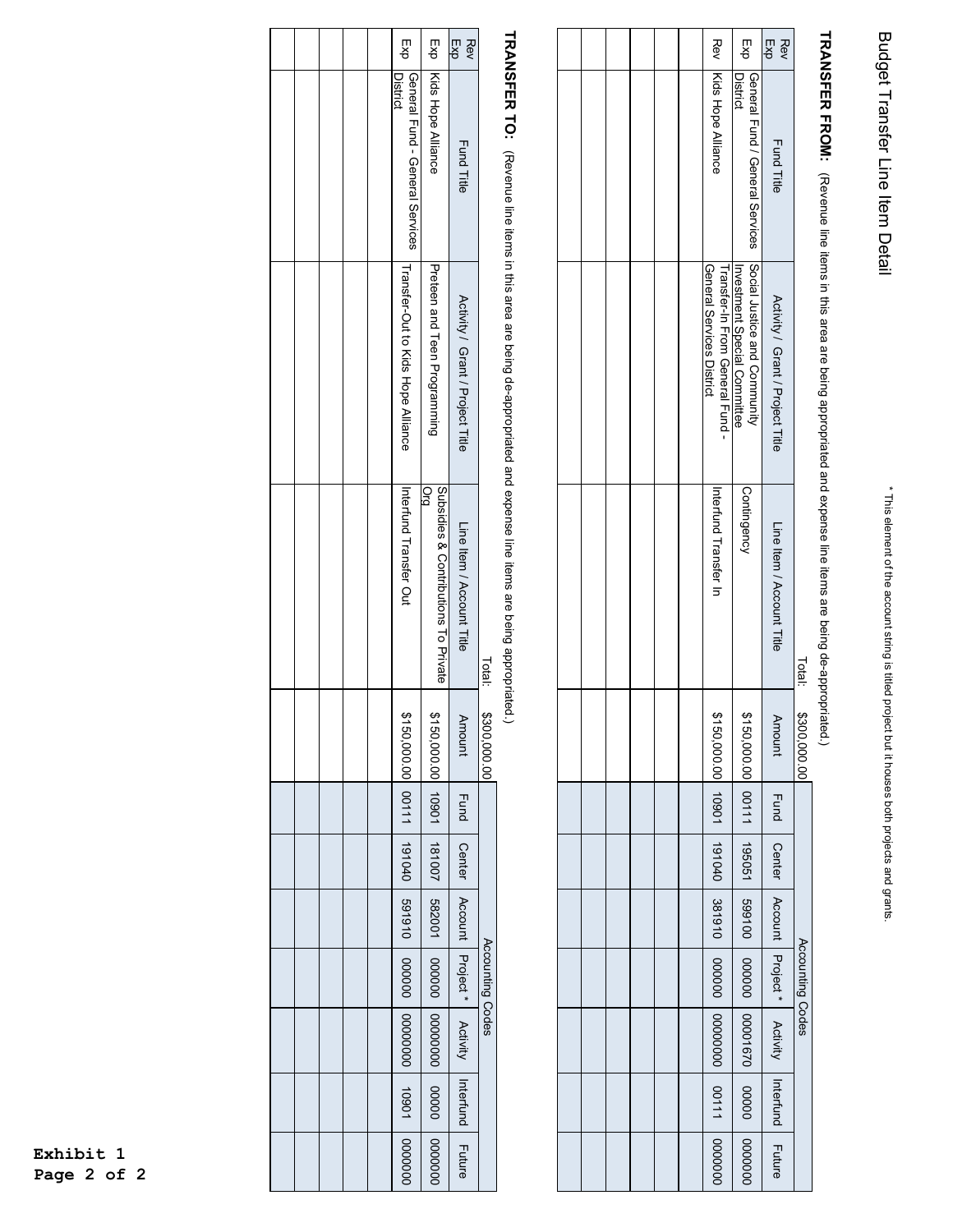# Budget Transfer Line Item Detail

\* This element of the account string is titled project but it houses both projects and grants.

**TRANSFER FROM:** (Revenue line items in this area are being appropriated and expense line items are being de-appropriated.)

| Rev Exp | Fund Title | Activity / Grant / Project Title | Line Item / Account Title | Amount | Fund | Center | Account | Project * | Activity | Interfund | Future |
|---|---|---|---|---|---|---|---|---|---|---|---|
| | | | Total: | $300,000.00 | | | | | | | |
| Exp | General Fund / General Services District | Social Justice and Community Investment Special Committee | Contingency | $150,000.00 | 00111 | 195051 | 599100 | 000000 | 0001670 | 0000 | 000000 |
| Rev | Kids Hope Alliance | Transfer-In From General Fund - General Services District | Interfund Transfer In | $150,000.00 | 10901 | 191040 | 381910 | 000000 | 0000000 | 00111 | 000000 |
| | | | | | | | | | | | |
| | | | | | | | | | | | |
| | | | | | | | | | | | |
| | | | | | | | | | | | |
| | | | | | | | | | | | |
| | | | | | | | | | | | |
| | | | | | | | | | | | |

**TRANSFER TO:** (Revenue line items in this area are being de-appropriated and expense line items are being appropriated.)

| Rev Exp | Fund Title | Activity / Grant / Project Title | Line Item / Account Title | Amount | Fund | Center | Account | Project * | Activity | Interfund | Future |
|---|---|---|---|---|---|---|---|---|---|---|---|
| | | | Total: | $300,000.00 | | | | | | | |
| Exp | Kids Hope Alliance | Preteen and Teen Programming | Subsidies & Contributions To Private Org | $150,000.00 | 10901 | 181007 | 582001 | 000000 | 0000000 | 0000 | 000000 |
| Exp | General Fund - General Services District | Transfer-Out to Kids Hope Alliance | Interfund Transfer Out | $150,000.00 | 00111 | 191040 | 591910 | 000000 | 0000000 | 10901 | 000000 |
| | | | | | | | | | | | |
| | | | | | | | | | | | |
| | | | | | | | | | | | |
| | | | | | | | | | | | |
| | | | | | | | | | | | |
| | | | | | | | | | | | |
| | | | | | | | | | | | |

Exhibit 1